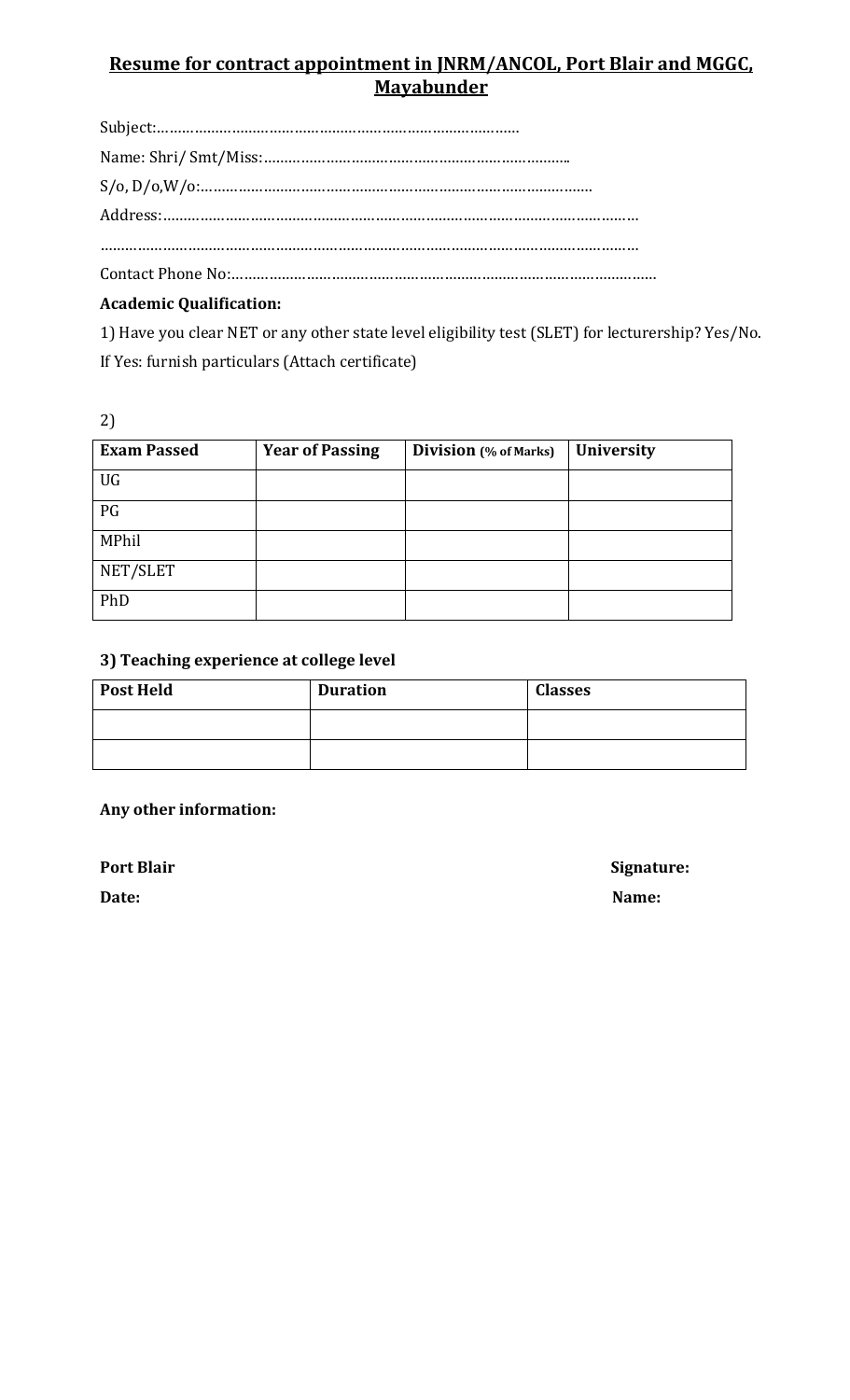# Resume for contract appointment in JNRM/ANCOL, Port Blair and MGGC, Mayabunder

Subject:…………………………………………………………………………

Name: Shri/ Smt/Miss:……………………………………………………………

S/o, D/o,W/o:……………………………………………………………………………

Address:…………………………………………………………………………………………………

…………………………………………………………………………………………………………………

Contact Phone No:………………………………………………………………………………………

**Academic Qualification:**

1) Have you clear NET or any other state level eligibility test (SLET) for lecturership? Yes/No.

If Yes: furnish particulars (Attach certificate)

2)

| Exam Passed | Year of Passing | Division (% of Marks) | University |
|---|---|---|---|
| UG | | | |
| PG | | | |
| MPhil | | | |
| NET/SLET | | | |
| PhD | | | |

**3) Teaching experience at college level**

| Post Held | Duration | Classes |
|---|---|---|
| | | |
| | | |

**Any other information:**

**Port Blair** | **Signature:**

**Date:** | **Name:**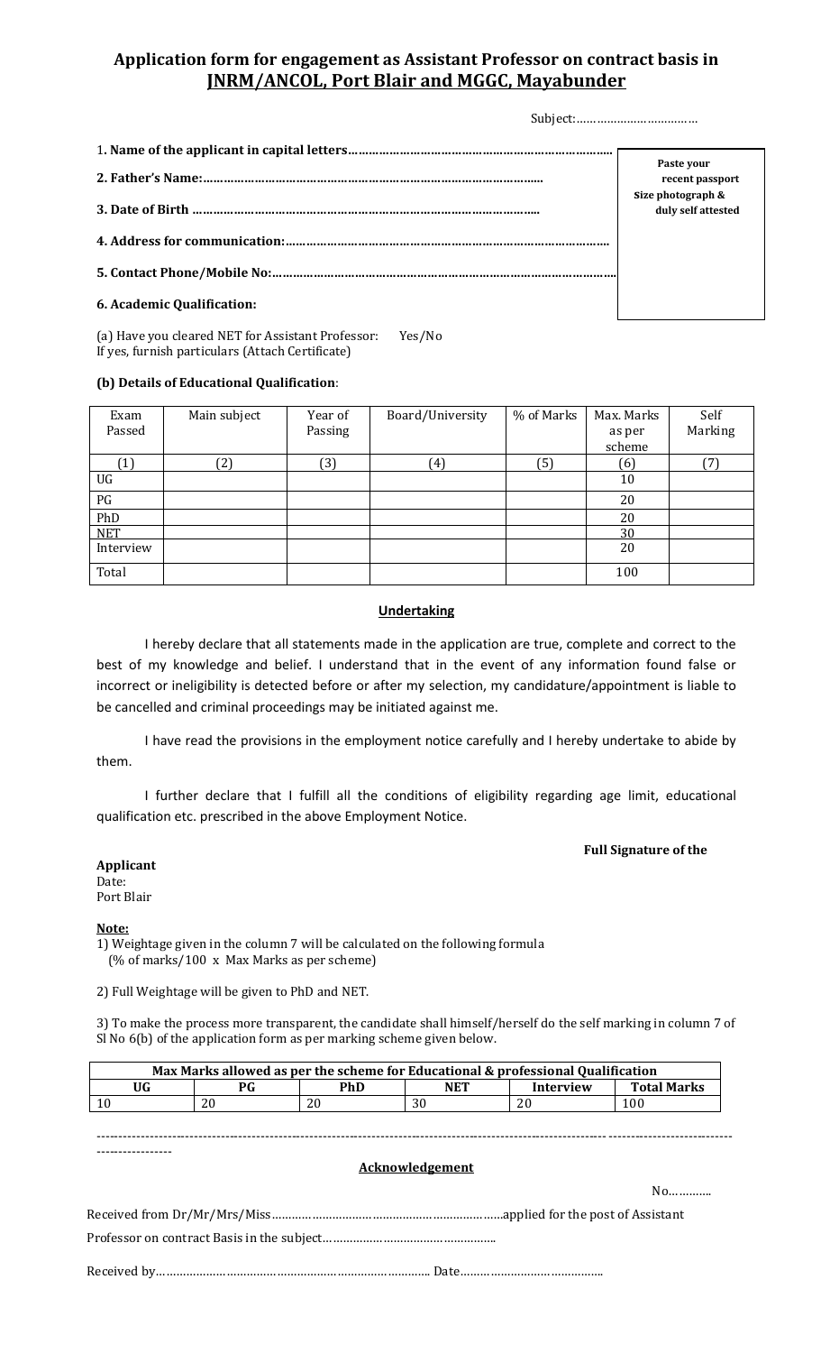# Application form for engagement as Assistant Professor on contract basis in JNRM/ANCOL, Port Blair and MGGC, Mayabunder

Subject:………………………………

**1. Name of the applicant in capital letters………………………………………………………………….**

**2. Father's Name:………………………………………………………………………………………**

**3. Date of Birth ………………………………………………………………………………………**

**4. Address for communication:…………………………………………………………………………………**

**5. Contact Phone/Mobile No:………………………………………………………………………………………**

**Paste your recent passport Size photograph & duly self attested**

**6. Academic Qualification:**

(a) Have you cleared NET for Assistant Professor: Yes/No
If yes, furnish particulars (Attach Certificate)

**(b) Details of Educational Qualification**:

| Exam Passed | Main subject | Year of Passing | Board/University | % of Marks | Max. Marks as per scheme | Self Marking |
|---|---|---|---|---|---|---|
| (1) | (2) | (3) | (4) | (5) | (6) | (7) |
| UG | | | | | 10 | |
| PG | | | | | 20 | |
| PhD | | | | | 20 | |
| NET | | | | | 30 | |
| Interview | | | | | 20 | |
| Total | | | | | 100 | |

## Undertaking

I hereby declare that all statements made in the application are true, complete and correct to the best of my knowledge and belief. I understand that in the event of any information found false or incorrect or ineligibility is detected before or after my selection, my candidature/appointment is liable to be cancelled and criminal proceedings may be initiated against me.

I have read the provisions in the employment notice carefully and I hereby undertake to abide by them.

I further declare that I fulfill all the conditions of eligibility regarding age limit, educational qualification etc. prescribed in the above Employment Notice.

**Full Signature of the Applicant**

Date:
Port Blair

**Note:**

1) Weightage given in the column 7 will be calculated on the following formula
(% of marks/100 x Max Marks as per scheme)

2) Full Weightage will be given to PhD and NET.

3) To make the process more transparent, the candidate shall himself/herself do the self marking in column 7 of Sl No 6(b) of the application form as per marking scheme given below.

| Max Marks allowed as per the scheme for Educational & professional Qualification | | | | | |
|---|---|---|---|---|---|
| **UG** | **PG** | **PhD** | **NET** | **Interview** | **Total Marks** |
| 10 | 20 | 20 | 30 | 20 | 100 |

---

## Acknowledgement

No………..

Received from Dr/Mr/Mrs/Miss……………………………………………………………applied for the post of Assistant Professor on contract Basis in the subject…………………………………………….

Received by…………………………………………………………………… Date…………………………………….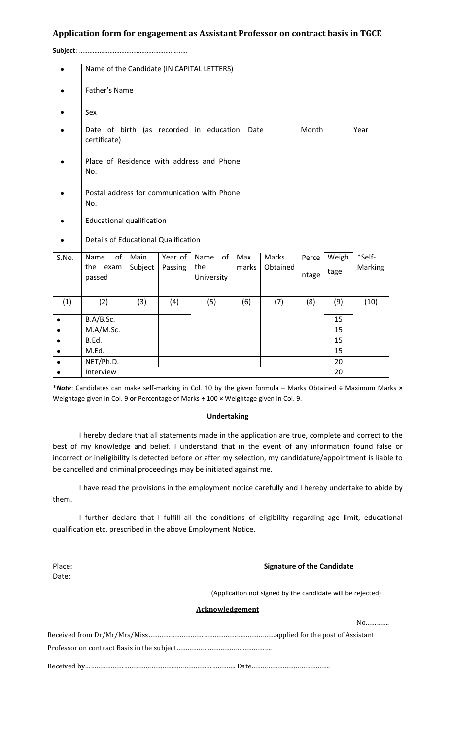## Application form for engagement as Assistant Professor on contract basis in TGCE

**Subject**: ……………………………………………………

| | | |
|---|---|---|
| • | Name of the Candidate (IN CAPITAL LETTERS) | |
| • | Father's Name | |
| • | Sex | |
| • | Date of birth (as recorded in education certificate) | Date Month Year |
| • | Place of Residence with address and Phone No. | |
| • | Postal address for communication with Phone No. | |
| • | Educational qualification | |
| • | Details of Educational Qualification | |

| S.No. | Name of the exam passed | Main Subject | Year of Passing | Name of the University | Max. marks | Marks Obtained | Percentage | Weightage | *Self-Marking |
|---|---|---|---|---|---|---|---|---|---|
| (1) | (2) | (3) | (4) | (5) | (6) | (7) | (8) | (9) | (10) |
| • | B.A/B.Sc. | | | | | | | 15 | |
| • | M.A/M.Sc. | | | | | | | 15 | |
| • | B.Ed. | | | | | | | 15 | |
| • | M.Ed. | | | | | | | 15 | |
| • | NET/Ph.D. | | | | | | | 20 | |
| • | Interview | | | | | | | 20 | |

****Note***: Candidates can make self-marking in Col. 10 by the given formula – Marks Obtained ÷ Maximum Marks × Weightage given in Col. 9 **or** Percentage of Marks ÷ 100 × Weightage given in Col. 9.

### Undertaking

I hereby declare that all statements made in the application are true, complete and correct to the best of my knowledge and belief. I understand that in the event of any information found false or incorrect or ineligibility is detected before or after my selection, my candidature/appointment is liable to be cancelled and criminal proceedings may be initiated against me.

I have read the provisions in the employment notice carefully and I hereby undertake to abide by them.

I further declare that I fulfill all the conditions of eligibility regarding age limit, educational qualification etc. prescribed in the above Employment Notice.

Place:
Date:

**Signature of the Candidate**

(Application not signed by the candidate will be rejected)

### Acknowledgement

No………..

Received from Dr/Mr/Mrs/Miss……………………………………………………………applied for the post of Assistant Professor on contract Basis in the subject…………………………………………..

Received by…………………………………………………………………….. Date…………………………………..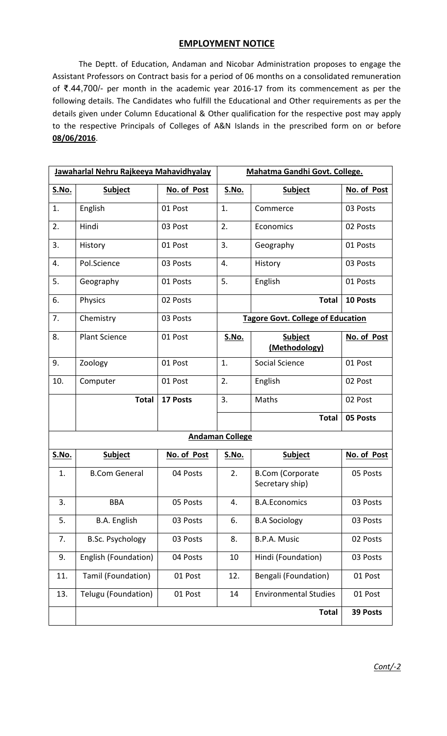# EMPLOYMENT NOTICE

The Deptt. of Education, Andaman and Nicobar Administration proposes to engage the Assistant Professors on Contract basis for a period of 06 months on a consolidated remuneration of ₹.44,700/- per month in the academic year 2016-17 from its commencement as per the following details. The Candidates who fulfill the Educational and Other requirements as per the details given under Column Educational & Other qualification for the respective post may apply to the respective Principals of Colleges of A&N Islands in the prescribed form on or before **08/06/2016**.

| **Jawaharlal Nehru Rajkeeya Mahavidhyalay** | | | **Mahatma Gandhi Govt. College.** | | |
|---|---|---|---|---|---|
| **S.No.** | **Subject** | **No. of Post** | **S.No.** | **Subject** | **No. of Post** |
| 1. | English | 01 Post | 1. | Commerce | 03 Posts |
| 2. | Hindi | 03 Post | 2. | Economics | 02 Posts |
| 3. | History | 01 Post | 3. | Geography | 01 Posts |
| 4. | Pol.Science | 03 Posts | 4. | History | 03 Posts |
| 5. | Geography | 01 Posts | 5. | English | 01 Posts |
| 6. | Physics | 02 Posts | | **Total** | **10 Posts** |
| 7. | Chemistry | 03 Posts | **Tagore Govt. College of Education** | | |
| 8. | Plant Science | 01 Post | **S.No.** | **Subject (Methodology)** | **No. of Post** |
| 9. | Zoology | 01 Post | 1. | Social Science | 01 Post |
| 10. | Computer | 01 Post | 2. | English | 02 Post |
| | **Total** | **17 Posts** | 3. | Maths | 02 Post |
| | | | | **Total** | **05 Posts** |

| **Andaman College** | | | | | |
|---|---|---|---|---|---|
| **S.No.** | **Subject** | **No. of Post** | **S.No.** | **Subject** | **No. of Post** |
| 1. | B.Com General | 04 Posts | 2. | B.Com (Corporate Secretary ship) | 05 Posts |
| 3. | BBA | 05 Posts | 4. | B.A.Economics | 03 Posts |
| 5. | B.A. English | 03 Posts | 6. | B.A Sociology | 03 Posts |
| 7. | B.Sc. Psychology | 03 Posts | 8. | B.P.A. Music | 02 Posts |
| 9. | English (Foundation) | 04 Posts | 10 | Hindi (Foundation) | 03 Posts |
| 11. | Tamil (Foundation) | 01 Post | 12. | Bengali (Foundation) | 01 Post |
| 13. | Telugu (Foundation) | 01 Post | 14 | Environmental Studies | 01 Post |
| | | | | **Total** | **39 Posts** |

*Cont/-2*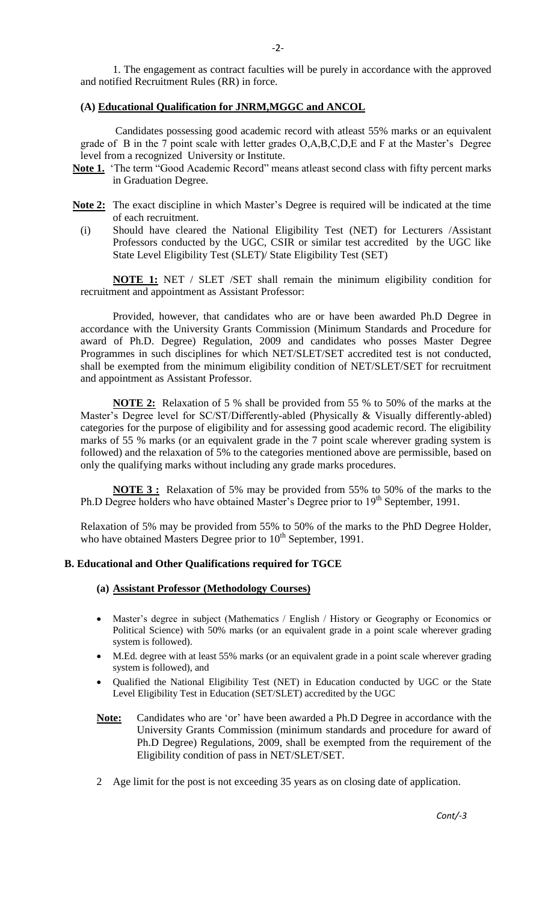1. The engagement as contract faculties will be purely in accordance with the approved and notified Recruitment Rules (RR) in force.

### (A) Educational Qualification for JNRM,MGGC and ANCOL

Candidates possessing good academic record with atleast 55% marks or an equivalent grade of B in the 7 point scale with letter grades O,A,B,C,D,E and F at the Master's Degree level from a recognized University or Institute.

**Note 1.** 'The term "Good Academic Record" means atleast second class with fifty percent marks in Graduation Degree.

**Note 2:** The exact discipline in which Master's Degree is required will be indicated at the time of each recruitment.

(i) Should have cleared the National Eligibility Test (NET) for Lecturers /Assistant Professors conducted by the UGC, CSIR or similar test accredited by the UGC like State Level Eligibility Test (SLET)/ State Eligibility Test (SET)

**NOTE 1:** NET / SLET /SET shall remain the minimum eligibility condition for recruitment and appointment as Assistant Professor:

Provided, however, that candidates who are or have been awarded Ph.D Degree in accordance with the University Grants Commission (Minimum Standards and Procedure for award of Ph.D. Degree) Regulation, 2009 and candidates who posses Master Degree Programmes in such disciplines for which NET/SLET/SET accredited test is not conducted, shall be exempted from the minimum eligibility condition of NET/SLET/SET for recruitment and appointment as Assistant Professor.

**NOTE 2:** Relaxation of 5 % shall be provided from 55 % to 50% of the marks at the Master's Degree level for SC/ST/Differently-abled (Physically & Visually differently-abled) categories for the purpose of eligibility and for assessing good academic record. The eligibility marks of 55 % marks (or an equivalent grade in the 7 point scale wherever grading system is followed) and the relaxation of 5% to the categories mentioned above are permissible, based on only the qualifying marks without including any grade marks procedures.

**NOTE 3 :** Relaxation of 5% may be provided from 55% to 50% of the marks to the Ph.D Degree holders who have obtained Master's Degree prior to 19th September, 1991.

Relaxation of 5% may be provided from 55% to 50% of the marks to the PhD Degree Holder, who have obtained Masters Degree prior to 10th September, 1991.

### B. Educational and Other Qualifications required for TGCE

#### (a) Assistant Professor (Methodology Courses)

- Master's degree in subject (Mathematics / English / History or Geography or Economics or Political Science) with 50% marks (or an equivalent grade in a point scale wherever grading system is followed).
- M.Ed. degree with at least 55% marks (or an equivalent grade in a point scale wherever grading system is followed), and
- Qualified the National Eligibility Test (NET) in Education conducted by UGC or the State Level Eligibility Test in Education (SET/SLET) accredited by the UGC

**Note:** Candidates who are 'or' have been awarded a Ph.D Degree in accordance with the University Grants Commission (minimum standards and procedure for award of Ph.D Degree) Regulations, 2009, shall be exempted from the requirement of the Eligibility condition of pass in NET/SLET/SET.

2 Age limit for the post is not exceeding 35 years as on closing date of application.

*Cont/-3*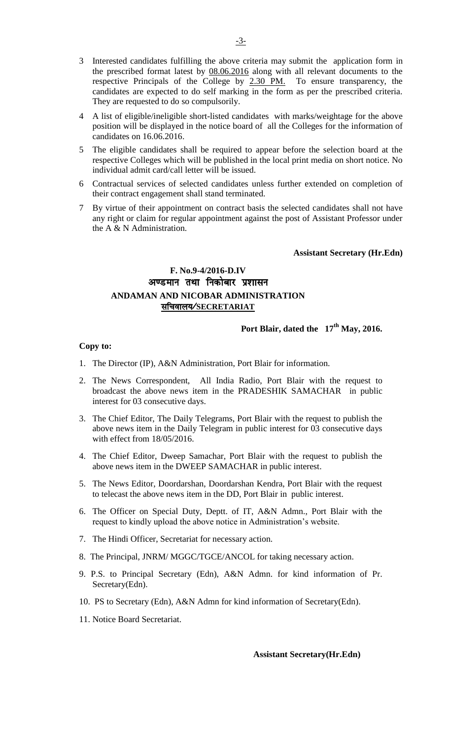3 Interested candidates fulfilling the above criteria may submit the application form in the prescribed format latest by 08.06.2016 along with all relevant documents to the respective Principals of the College by 2.30 PM. To ensure transparency, the candidates are expected to do self marking in the form as per the prescribed criteria. They are requested to do so compulsorily.

4 A list of eligible/ineligible short-listed candidates with marks/weightage for the above position will be displayed in the notice board of all the Colleges for the information of candidates on 16.06.2016.

5 The eligible candidates shall be required to appear before the selection board at the respective Colleges which will be published in the local print media on short notice. No individual admit card/call letter will be issued.

6 Contractual services of selected candidates unless further extended on completion of their contract engagement shall stand terminated.

7 By virtue of their appointment on contract basis the selected candidates shall not have any right or claim for regular appointment against the post of Assistant Professor under the A & N Administration.

**Assistant Secretary (Hr.Edn)**

**F. No.9-4/2016-D.IV**

**अण्डमान तथा निकोबार प्रशासन**

**ANDAMAN AND NICOBAR ADMINISTRATION**

**सचिवालय/SECRETARIAT**

**Port Blair, dated the 17th May, 2016.**

**Copy to:**

1. The Director (IP), A&N Administration, Port Blair for information.
2. The News Correspondent, All India Radio, Port Blair with the request to broadcast the above news item in the PRADESHIK SAMACHAR in public interest for 03 consecutive days.
3. The Chief Editor, The Daily Telegrams, Port Blair with the request to publish the above news item in the Daily Telegram in public interest for 03 consecutive days with effect from 18/05/2016.
4. The Chief Editor, Dweep Samachar, Port Blair with the request to publish the above news item in the DWEEP SAMACHAR in public interest.
5. The News Editor, Doordarshan, Doordarshan Kendra, Port Blair with the request to telecast the above news item in the DD, Port Blair in public interest.
6. The Officer on Special Duty, Deptt. of IT, A&N Admn., Port Blair with the request to kindly upload the above notice in Administration's website.
7. The Hindi Officer, Secretariat for necessary action.
8. The Principal, JNRM/ MGGC/TGCE/ANCOL for taking necessary action.
9. P.S. to Principal Secretary (Edn), A&N Admn. for kind information of Pr. Secretary(Edn).
10. PS to Secretary (Edn), A&N Admn for kind information of Secretary(Edn).
11. Notice Board Secretariat.

**Assistant Secretary(Hr.Edn)**